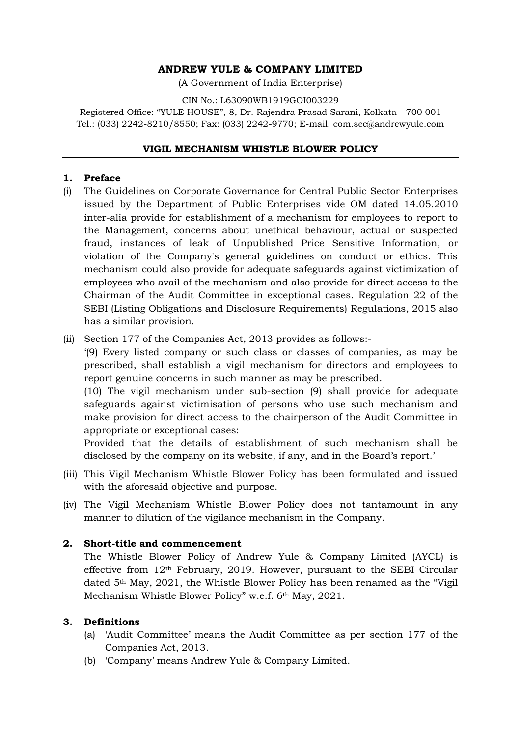# ANDREW YULE & COMPANY LIMITED

(A Government of India Enterprise)

CIN No.: L63090WB1919GOI003229

Registered Office: "YULE HOUSE", 8, Dr. Rajendra Prasad Sarani, Kolkata - 700 001
Tel.: (033) 2242-8210/8550; Fax: (033) 2242-9770; E-mail: com.sec@andrewyule.com

## VIGIL MECHANISM WHISTLE BLOWER POLICY

### 1. Preface

(i) The Guidelines on Corporate Governance for Central Public Sector Enterprises issued by the Department of Public Enterprises vide OM dated 14.05.2010 inter-alia provide for establishment of a mechanism for employees to report to the Management, concerns about unethical behaviour, actual or suspected fraud, instances of leak of Unpublished Price Sensitive Information, or violation of the Company's general guidelines on conduct or ethics. This mechanism could also provide for adequate safeguards against victimization of employees who avail of the mechanism and also provide for direct access to the Chairman of the Audit Committee in exceptional cases. Regulation 22 of the SEBI (Listing Obligations and Disclosure Requirements) Regulations, 2015 also has a similar provision.

(ii) Section 177 of the Companies Act, 2013 provides as follows:-

'(9) Every listed company or such class or classes of companies, as may be prescribed, shall establish a vigil mechanism for directors and employees to report genuine concerns in such manner as may be prescribed.

(10) The vigil mechanism under sub-section (9) shall provide for adequate safeguards against victimisation of persons who use such mechanism and make provision for direct access to the chairperson of the Audit Committee in appropriate or exceptional cases:

Provided that the details of establishment of such mechanism shall be disclosed by the company on its website, if any, and in the Board's report.'

(iii) This Vigil Mechanism Whistle Blower Policy has been formulated and issued with the aforesaid objective and purpose.

(iv) The Vigil Mechanism Whistle Blower Policy does not tantamount in any manner to dilution of the vigilance mechanism in the Company.

### 2. Short-title and commencement

The Whistle Blower Policy of Andrew Yule & Company Limited (AYCL) is effective from 12th February, 2019. However, pursuant to the SEBI Circular dated 5th May, 2021, the Whistle Blower Policy has been renamed as the "Vigil Mechanism Whistle Blower Policy" w.e.f. 6th May, 2021.

### 3. Definitions

(a) 'Audit Committee' means the Audit Committee as per section 177 of the Companies Act, 2013.

(b) 'Company' means Andrew Yule & Company Limited.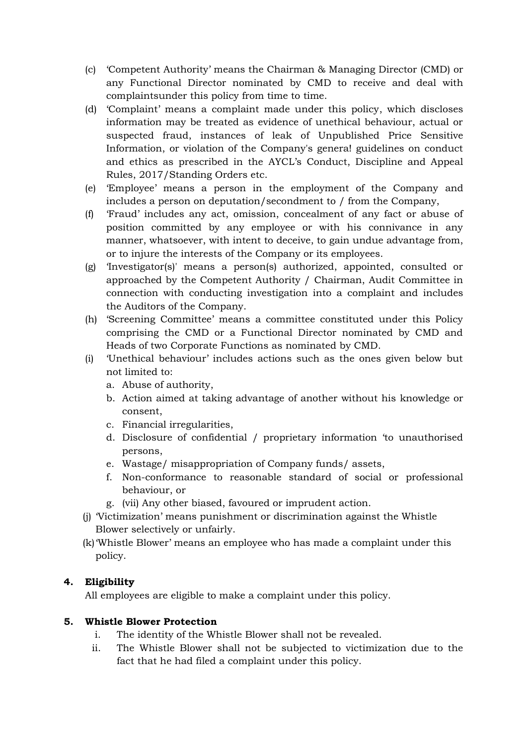(c) 'Competent Authority' means the Chairman & Managing Director (CMD) or any Functional Director nominated by CMD to receive and deal with complaintsunder this policy from time to time.

(d) 'Complaint' means a complaint made under this policy, which discloses information may be treated as evidence of unethical behaviour, actual or suspected fraud, instances of leak of Unpublished Price Sensitive Information, or violation of the Company's genera! guidelines on conduct and ethics as prescribed in the AYCL's Conduct, Discipline and Appeal Rules, 2017/Standing Orders etc.

(e) 'Employee' means a person in the employment of the Company and includes a person on deputation/secondment to / from the Company,

(f) 'Fraud' includes any act, omission, concealment of any fact or abuse of position committed by any employee or with his connivance in any manner, whatsoever, with intent to deceive, to gain undue advantage from, or to injure the interests of the Company or its employees.

(g) 'Investigator(s)' means a person(s) authorized, appointed, consulted or approached by the Competent Authority / Chairman, Audit Committee in connection with conducting investigation into a complaint and includes the Auditors of the Company.

(h) 'Screening Committee' means a committee constituted under this Policy comprising the CMD or a Functional Director nominated by CMD and Heads of two Corporate Functions as nominated by CMD.

(i) 'Unethical behaviour' includes actions such as the ones given below but not limited to:

   a. Abuse of authority,
   b. Action aimed at taking advantage of another without his knowledge or consent,
   c. Financial irregularities,
   d. Disclosure of confidential / proprietary information 'to unauthorised persons,
   e. Wastage/ misappropriation of Company funds/ assets,
   f. Non-conformance to reasonable standard of social or professional behaviour, or
   g. (vii) Any other biased, favoured or imprudent action.

(j) 'Victimization' means punishment or discrimination against the Whistle Blower selectively or unfairly.

(k) 'Whistle Blower' means an employee who has made a complaint under this policy.

**4. Eligibility**

All employees are eligible to make a complaint under this policy.

**5. Whistle Blower Protection**

i. The identity of the Whistle Blower shall not be revealed.

ii. The Whistle Blower shall not be subjected to victimization due to the fact that he had filed a complaint under this policy.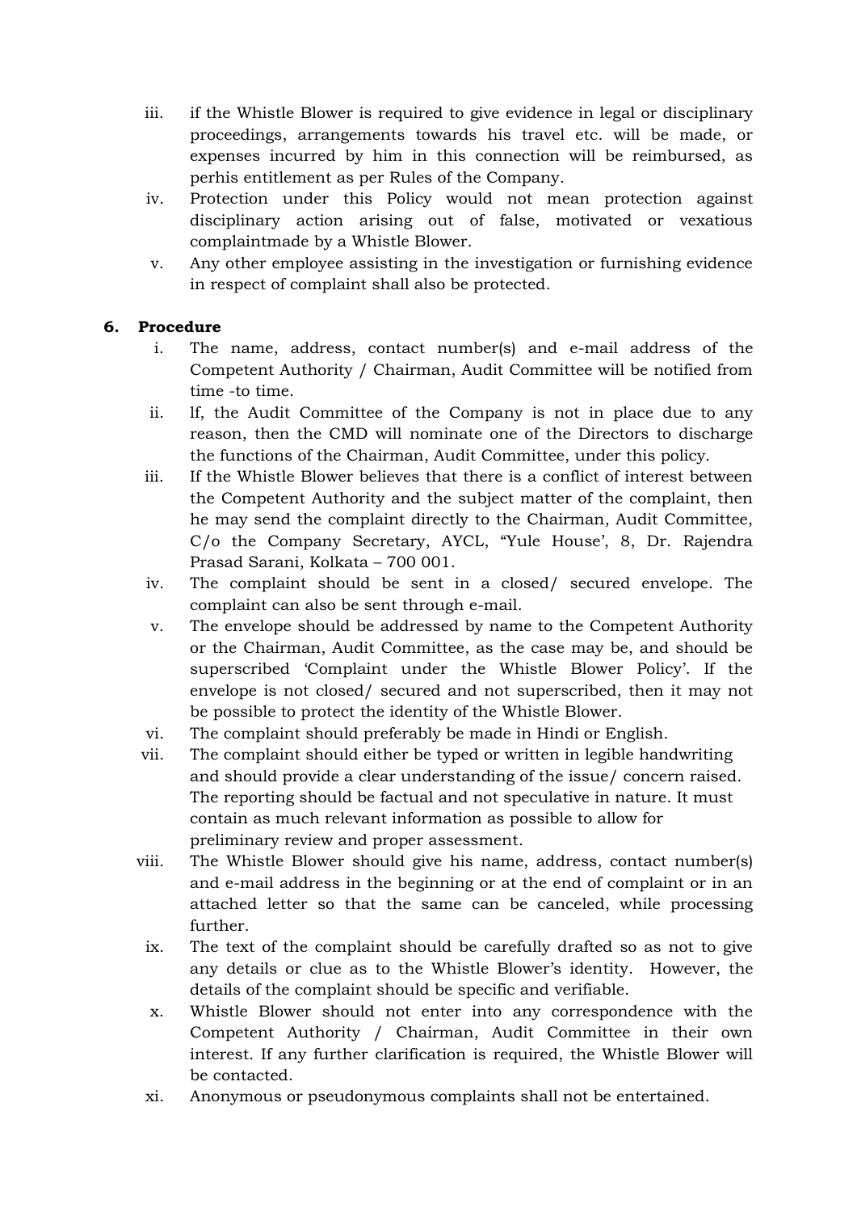iii. if the Whistle Blower is required to give evidence in legal or disciplinary proceedings, arrangements towards his travel etc. will be made, or expenses incurred by him in this connection will be reimbursed, as perhis entitlement as per Rules of the Company.

iv. Protection under this Policy would not mean protection against disciplinary action arising out of false, motivated or vexatious complaintmade by a Whistle Blower.

v. Any other employee assisting in the investigation or furnishing evidence in respect of complaint shall also be protected.

## 6. Procedure

i. The name, address, contact number(s) and e-mail address of the Competent Authority / Chairman, Audit Committee will be notified from time -to time.

ii. lf, the Audit Committee of the Company is not in place due to any reason, then the CMD will nominate one of the Directors to discharge the functions of the Chairman, Audit Committee, under this policy.

iii. If the Whistle Blower believes that there is a conflict of interest between the Competent Authority and the subject matter of the complaint, then he may send the complaint directly to the Chairman, Audit Committee, C/o the Company Secretary, AYCL, "Yule House', 8, Dr. Rajendra Prasad Sarani, Kolkata – 700 001.

iv. The complaint should be sent in a closed/ secured envelope. The complaint can also be sent through e-mail.

v. The envelope should be addressed by name to the Competent Authority or the Chairman, Audit Committee, as the case may be, and should be superscribed 'Complaint under the Whistle Blower Policy'. If the envelope is not closed/ secured and not superscribed, then it may not be possible to protect the identity of the Whistle Blower.

vi. The complaint should preferably be made in Hindi or English.

vii. The complaint should either be typed or written in legible handwriting and should provide a clear understanding of the issue/ concern raised. The reporting should be factual and not speculative in nature. It must contain as much relevant information as possible to allow for preliminary review and proper assessment.

viii. The Whistle Blower should give his name, address, contact number(s) and e-mail address in the beginning or at the end of complaint or in an attached letter so that the same can be canceled, while processing further.

ix. The text of the complaint should be carefully drafted so as not to give any details or clue as to the Whistle Blower's identity. However, the details of the complaint should be specific and verifiable.

x. Whistle Blower should not enter into any correspondence with the Competent Authority / Chairman, Audit Committee in their own interest. If any further clarification is required, the Whistle Blower will be contacted.

xi. Anonymous or pseudonymous complaints shall not be entertained.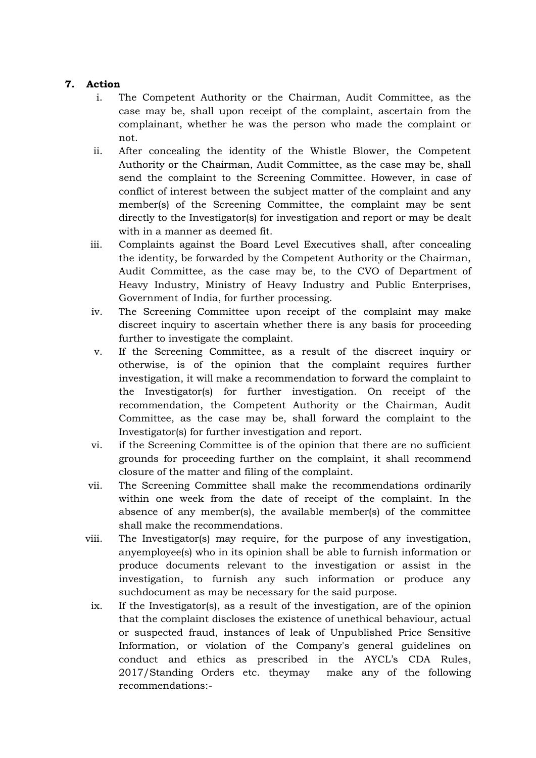## 7. Action

i. The Competent Authority or the Chairman, Audit Committee, as the case may be, shall upon receipt of the complaint, ascertain from the complainant, whether he was the person who made the complaint or not.

ii. After concealing the identity of the Whistle Blower, the Competent Authority or the Chairman, Audit Committee, as the case may be, shall send the complaint to the Screening Committee. However, in case of conflict of interest between the subject matter of the complaint and any member(s) of the Screening Committee, the complaint may be sent directly to the Investigator(s) for investigation and report or may be dealt with in a manner as deemed fit.

iii. Complaints against the Board Level Executives shall, after concealing the identity, be forwarded by the Competent Authority or the Chairman, Audit Committee, as the case may be, to the CVO of Department of Heavy Industry, Ministry of Heavy Industry and Public Enterprises, Government of India, for further processing.

iv. The Screening Committee upon receipt of the complaint may make discreet inquiry to ascertain whether there is any basis for proceeding further to investigate the complaint.

v. If the Screening Committee, as a result of the discreet inquiry or otherwise, is of the opinion that the complaint requires further investigation, it will make a recommendation to forward the complaint to the Investigator(s) for further investigation. On receipt of the recommendation, the Competent Authority or the Chairman, Audit Committee, as the case may be, shall forward the complaint to the Investigator(s) for further investigation and report.

vi. if the Screening Committee is of the opinion that there are no sufficient grounds for proceeding further on the complaint, it shall recommend closure of the matter and filing of the complaint.

vii. The Screening Committee shall make the recommendations ordinarily within one week from the date of receipt of the complaint. In the absence of any member(s), the available member(s) of the committee shall make the recommendations.

viii. The Investigator(s) may require, for the purpose of any investigation, anyemployee(s) who in its opinion shall be able to furnish information or produce documents relevant to the investigation or assist in the investigation, to furnish any such information or produce any suchdocument as may be necessary for the said purpose.

ix. If the Investigator(s), as a result of the investigation, are of the opinion that the complaint discloses the existence of unethical behaviour, actual or suspected fraud, instances of leak of Unpublished Price Sensitive Information, or violation of the Company's general guidelines on conduct and ethics as prescribed in the AYCL's CDA Rules, 2017/Standing Orders etc. theymay make any of the following recommendations:-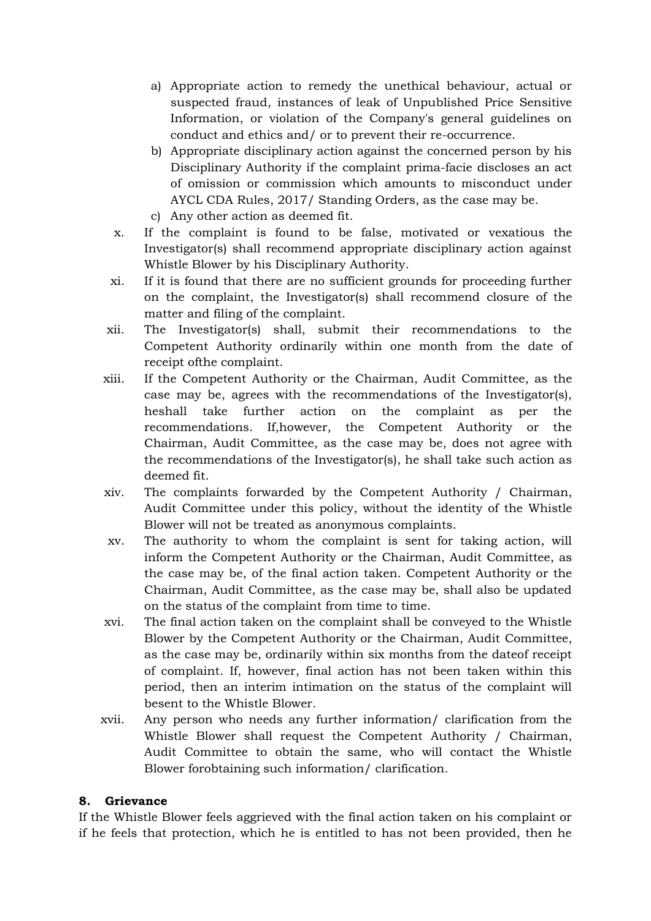a) Appropriate action to remedy the unethical behaviour, actual or suspected fraud, instances of leak of Unpublished Price Sensitive Information, or violation of the Company's general guidelines on conduct and ethics and/ or to prevent their re-occurrence.
b) Appropriate disciplinary action against the concerned person by his Disciplinary Authority if the complaint prima-facie discloses an act of omission or commission which amounts to misconduct under AYCL CDA Rules, 2017/ Standing Orders, as the case may be.
c) Any other action as deemed fit.

x. If the complaint is found to be false, motivated or vexatious the Investigator(s) shall recommend appropriate disciplinary action against Whistle Blower by his Disciplinary Authority.

xi. If it is found that there are no sufficient grounds for proceeding further on the complaint, the Investigator(s) shall recommend closure of the matter and filing of the complaint.

xii. The Investigator(s) shall, submit their recommendations to the Competent Authority ordinarily within one month from the date of receipt ofthe complaint.

xiii. If the Competent Authority or the Chairman, Audit Committee, as the case may be, agrees with the recommendations of the Investigator(s), heshall take further action on the complaint as per the recommendations. If,however, the Competent Authority or the Chairman, Audit Committee, as the case may be, does not agree with the recommendations of the Investigator(s), he shall take such action as deemed fit.

xiv. The complaints forwarded by the Competent Authority / Chairman, Audit Committee under this policy, without the identity of the Whistle Blower will not be treated as anonymous complaints.

xv. The authority to whom the complaint is sent for taking action, will inform the Competent Authority or the Chairman, Audit Committee, as the case may be, of the final action taken. Competent Authority or the Chairman, Audit Committee, as the case may be, shall also be updated on the status of the complaint from time to time.

xvi. The final action taken on the complaint shall be conveyed to the Whistle Blower by the Competent Authority or the Chairman, Audit Committee, as the case may be, ordinarily within six months from the dateof receipt of complaint. If, however, final action has not been taken within this period, then an interim intimation on the status of the complaint will besent to the Whistle Blower.

xvii. Any person who needs any further information/ clarification from the Whistle Blower shall request the Competent Authority / Chairman, Audit Committee to obtain the same, who will contact the Whistle Blower forobtaining such information/ clarification.

## 8. Grievance

If the Whistle Blower feels aggrieved with the final action taken on his complaint or if he feels that protection, which he is entitled to has not been provided, then he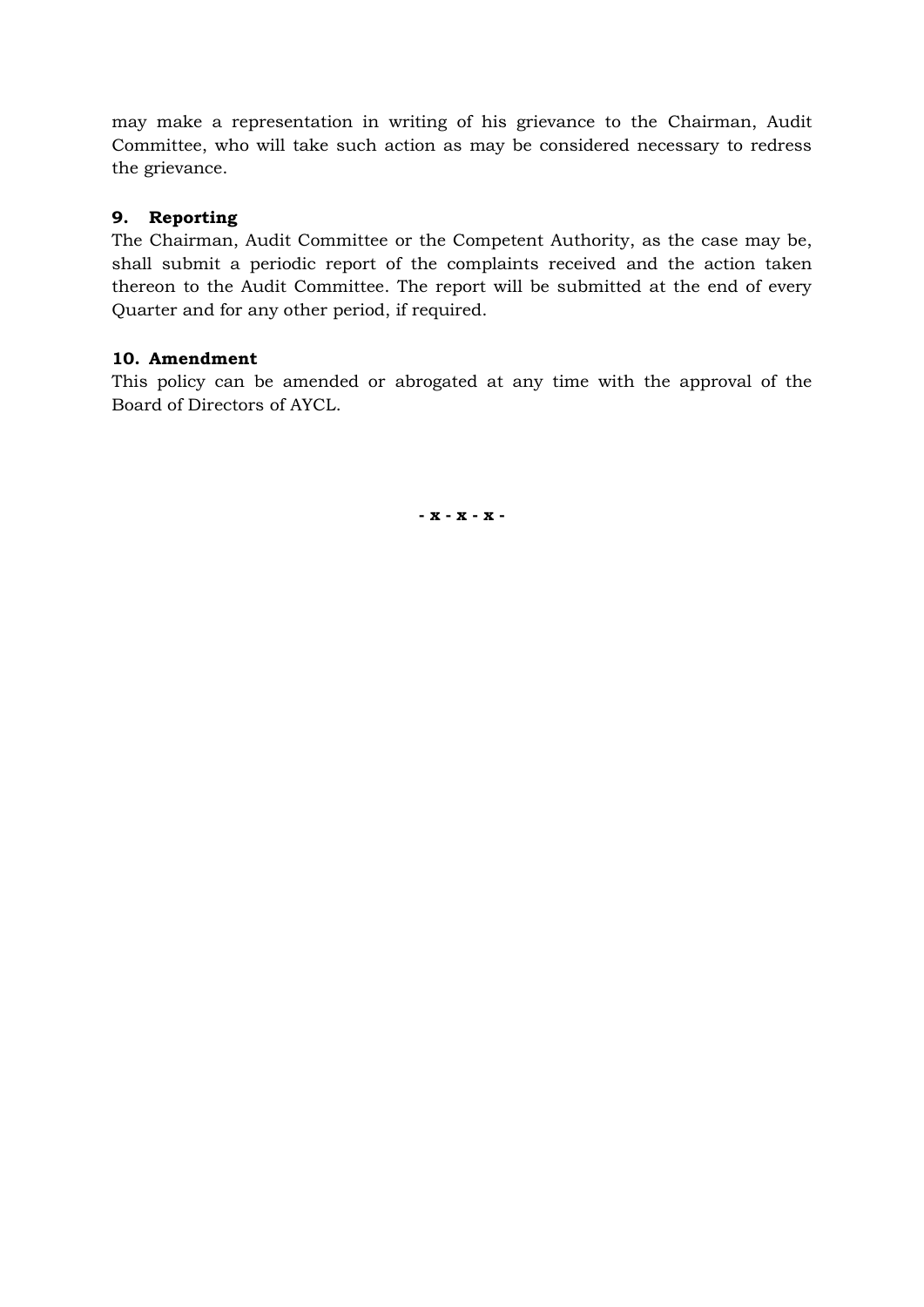may make a representation in writing of his grievance to the Chairman, Audit Committee, who will take such action as may be considered necessary to redress the grievance.

**9. Reporting**

The Chairman, Audit Committee or the Competent Authority, as the case may be, shall submit a periodic report of the complaints received and the action taken thereon to the Audit Committee. The report will be submitted at the end of every Quarter and for any other period, if required.

**10. Amendment**

This policy can be amended or abrogated at any time with the approval of the Board of Directors of AYCL.

**- x - x - x -**